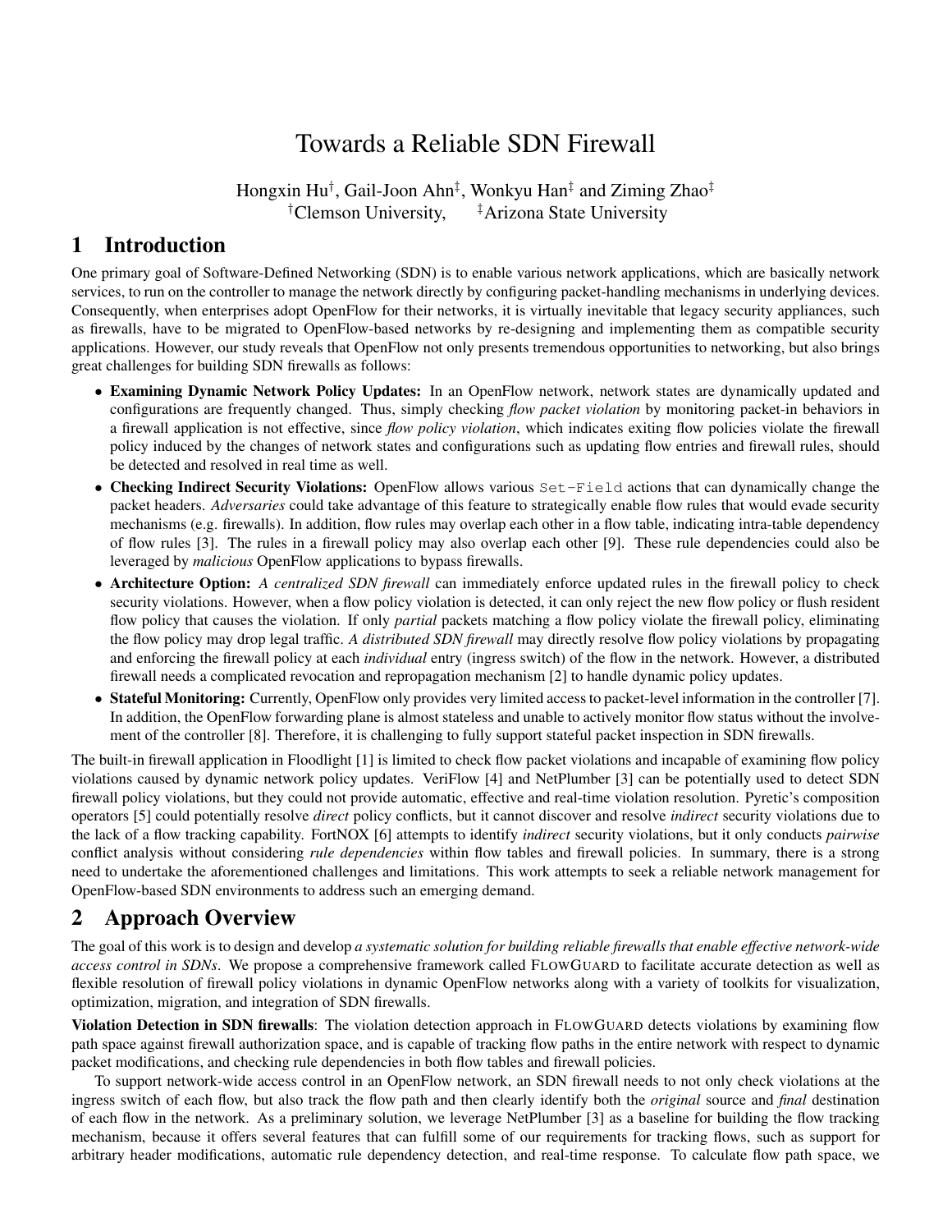# Towards a Reliable SDN Firewall

Hongxin Hu[†], Gail-Joon Ahn[‡], Wonkyu Han[‡] and Ziming Zhao[‡]
[†]Clemson University, [‡]Arizona State University

## 1 Introduction

One primary goal of Software-Defined Networking (SDN) is to enable various network applications, which are basically network services, to run on the controller to manage the network directly by configuring packet-handling mechanisms in underlying devices. Consequently, when enterprises adopt OpenFlow for their networks, it is virtually inevitable that legacy security appliances, such as firewalls, have to be migrated to OpenFlow-based networks by re-designing and implementing them as compatible security applications. However, our study reveals that OpenFlow not only presents tremendous opportunities to networking, but also brings great challenges for building SDN firewalls as follows:

- **Examining Dynamic Network Policy Updates:** In an OpenFlow network, network states are dynamically updated and configurations are frequently changed. Thus, simply checking *flow packet violation* by monitoring packet-in behaviors in a firewall application is not effective, since *flow policy violation*, which indicates exiting flow policies violate the firewall policy induced by the changes of network states and configurations such as updating flow entries and firewall rules, should be detected and resolved in real time as well.
- **Checking Indirect Security Violations:** OpenFlow allows various `Set-Field` actions that can dynamically change the packet headers. *Adversaries* could take advantage of this feature to strategically enable flow rules that would evade security mechanisms (e.g. firewalls). In addition, flow rules may overlap each other in a flow table, indicating intra-table dependency of flow rules [3]. The rules in a firewall policy may also overlap each other [9]. These rule dependencies could also be leveraged by *malicious* OpenFlow applications to bypass firewalls.
- **Architecture Option:** *A centralized SDN firewall* can immediately enforce updated rules in the firewall policy to check security violations. However, when a flow policy violation is detected, it can only reject the new flow policy or flush resident flow policy that causes the violation. If only *partial* packets matching a flow policy violate the firewall policy, eliminating the flow policy may drop legal traffic. *A distributed SDN firewall* may directly resolve flow policy violations by propagating and enforcing the firewall policy at each *individual* entry (ingress switch) of the flow in the network. However, a distributed firewall needs a complicated revocation and repropagation mechanism [2] to handle dynamic policy updates.
- **Stateful Monitoring:** Currently, OpenFlow only provides very limited access to packet-level information in the controller [7]. In addition, the OpenFlow forwarding plane is almost stateless and unable to actively monitor flow status without the involvement of the controller [8]. Therefore, it is challenging to fully support stateful packet inspection in SDN firewalls.

The built-in firewall application in Floodlight [1] is limited to check flow packet violations and incapable of examining flow policy violations caused by dynamic network policy updates. VeriFlow [4] and NetPlumber [3] can be potentially used to detect SDN firewall policy violations, but they could not provide automatic, effective and real-time violation resolution. Pyretic's composition operators [5] could potentially resolve *direct* policy conflicts, but it cannot discover and resolve *indirect* security violations due to the lack of a flow tracking capability. FortNOX [6] attempts to identify *indirect* security violations, but it only conducts *pairwise* conflict analysis without considering *rule dependencies* within flow tables and firewall policies. In summary, there is a strong need to undertake the aforementioned challenges and limitations. This work attempts to seek a reliable network management for OpenFlow-based SDN environments to address such an emerging demand.

## 2 Approach Overview

The goal of this work is to design and develop *a systematic solution for building reliable firewalls that enable effective network-wide access control in SDNs*. We propose a comprehensive framework called FLOWGUARD to facilitate accurate detection as well as flexible resolution of firewall policy violations in dynamic OpenFlow networks along with a variety of toolkits for visualization, optimization, migration, and integration of SDN firewalls.

**Violation Detection in SDN firewalls**: The violation detection approach in FLOWGUARD detects violations by examining flow path space against firewall authorization space, and is capable of tracking flow paths in the entire network with respect to dynamic packet modifications, and checking rule dependencies in both flow tables and firewall policies.

To support network-wide access control in an OpenFlow network, an SDN firewall needs to not only check violations at the ingress switch of each flow, but also track the flow path and then clearly identify both the *original* source and *final* destination of each flow in the network. As a preliminary solution, we leverage NetPlumber [3] as a baseline for building the flow tracking mechanism, because it offers several features that can fulfill some of our requirements for tracking flows, such as support for arbitrary header modifications, automatic rule dependency detection, and real-time response. To calculate flow path space, we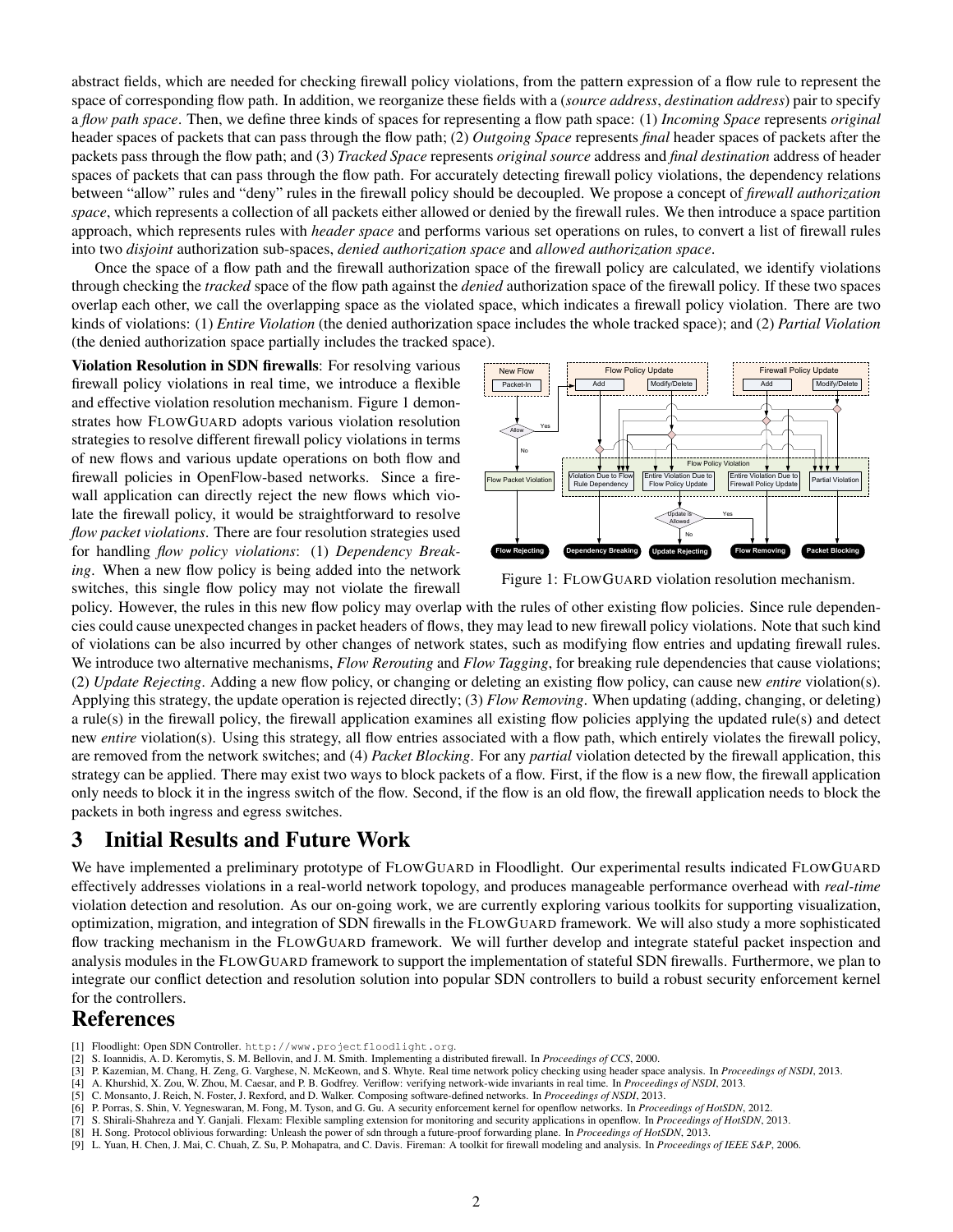abstract fields, which are needed for checking firewall policy violations, from the pattern expression of a flow rule to represent the space of corresponding flow path. In addition, we reorganize these fields with a (*source address*, *destination address*) pair to specify a *flow path space*. Then, we define three kinds of spaces for representing a flow path space: (1) *Incoming Space* represents *original* header spaces of packets that can pass through the flow path; (2) *Outgoing Space* represents *final* header spaces of packets after the packets pass through the flow path; and (3) *Tracked Space* represents *original source* address and *final destination* address of header spaces of packets that can pass through the flow path. For accurately detecting firewall policy violations, the dependency relations between "allow" rules and "deny" rules in the firewall policy should be decoupled. We propose a concept of *firewall authorization space*, which represents a collection of all packets either allowed or denied by the firewall rules. We then introduce a space partition approach, which represents rules with *header space* and performs various set operations on rules, to convert a list of firewall rules into two *disjoint* authorization sub-spaces, *denied authorization space* and *allowed authorization space*.

Once the space of a flow path and the firewall authorization space of the firewall policy are calculated, we identify violations through checking the *tracked* space of the flow path against the *denied* authorization space of the firewall policy. If these two spaces overlap each other, we call the overlapping space as the violated space, which indicates a firewall policy violation. There are two kinds of violations: (1) *Entire Violation* (the denied authorization space includes the whole tracked space); and (2) *Partial Violation* (the denied authorization space partially includes the tracked space).

**Violation Resolution in SDN firewalls**: For resolving various firewall policy violations in real time, we introduce a flexible and effective violation resolution mechanism. Figure 1 demonstrates how FlowGuard adopts various violation resolution strategies to resolve different firewall policy violations in terms of new flows and various update operations on both flow and firewall policies in OpenFlow-based networks. Since a firewall application can directly reject the new flows which violate the firewall policy, it would be straightforward to resolve *flow packet violations*. There are four resolution strategies used for handling *flow policy violations*: (1) *Dependency Breaking*. When a new flow policy is being added into the network switches, this single flow policy may not violate the firewall policy. However, the rules in this new flow policy may overlap with the rules of other existing flow policies. Since rule dependencies could cause unexpected changes in packet headers of flows, they may lead to new firewall policy violations. Note that such kind of violations can be also incurred by other changes of network states, such as modifying flow entries and updating firewall rules. We introduce two alternative mechanisms, *Flow Rerouting* and *Flow Tagging*, for breaking rule dependencies that cause violations; (2) *Update Rejecting*. Adding a new flow policy, or changing or deleting an existing flow policy, can cause new *entire* violation(s). Applying this strategy, the update operation is rejected directly; (3) *Flow Removing*. When updating (adding, changing, or deleting) a rule(s) in the firewall policy, the firewall application examines all existing flow policies applying the updated rule(s) and detect new *entire* violation(s). Using this strategy, all flow entries associated with a flow path, which entirely violates the firewall policy, are removed from the network switches; and (4) *Packet Blocking*. For any *partial* violation detected by the firewall application, this strategy can be applied. There may exist two ways to block packets of a flow. First, if the flow is a new flow, the firewall application only needs to block it in the ingress switch of the flow. Second, if the flow is an old flow, the firewall application needs to block the packets in both ingress and egress switches.

New Flow
Packet-In
Flow Policy Update
Add
Modify/Delete
Firewall Policy Update
Add
Modify/Delete
Allow
Yes
No
Flow Policy Violation
Flow Packet Violation
Violation Due to Flow Rule Dependency
Entire Violation Due to Flow Policy Update
Entire Violation Due to Firewall Policy Update
Partial Violation
Update is Allowed
Yes
No
Flow Rejecting
Dependency Breaking
Update Rejecting
Flow Removing
Packet Blocking

Figure 1: FlowGuard violation resolution mechanism.

## 3 Initial Results and Future Work

We have implemented a preliminary prototype of FlowGuard in Floodlight. Our experimental results indicated FlowGuard effectively addresses violations in a real-world network topology, and produces manageable performance overhead with *real-time* violation detection and resolution. As our on-going work, we are currently exploring various toolkits for supporting visualization, optimization, migration, and integration of SDN firewalls in the FlowGuard framework. We will also study a more sophisticated flow tracking mechanism in the FlowGuard framework. We will further develop and integrate stateful packet inspection and analysis modules in the FlowGuard framework to support the implementation of stateful SDN firewalls. Furthermore, we plan to integrate our conflict detection and resolution solution into popular SDN controllers to build a robust security enforcement kernel for the controllers.

## References

[1] Floodlight: Open SDN Controller. http://www.projectfloodlight.org.
[2] S. Ioannidis, A. D. Keromytis, S. M. Bellovin, and J. M. Smith. Implementing a distributed firewall. In *Proceedings of CCS*, 2000.
[3] P. Kazemian, M. Chang, H. Zeng, G. Varghese, N. McKeown, and S. Whyte. Real time network policy checking using header space analysis. In *Proceedings of NSDI*, 2013.
[4] A. Khurshid, X. Zou, W. Zhou, M. Caesar, and P. B. Godfrey. Veriflow: verifying network-wide invariants in real time. In *Proceedings of NSDI*, 2013.
[5] C. Monsanto, J. Reich, N. Foster, J. Rexford, and D. Walker. Composing software-defined networks. In *Proceedings of NSDI*, 2013.
[6] P. Porras, S. Shin, V. Yegneswaran, M. Fong, M. Tyson, and G. Gu. A security enforcement kernel for openflow networks. In *Proceedings of HotSDN*, 2012.
[7] S. Shirali-Shahreza and Y. Ganjali. Flexam: Flexible sampling extension for monitoring and security applications in openflow. In *Proceedings of HotSDN*, 2013.
[8] H. Song. Protocol oblivious forwarding: Unleash the power of sdn through a future-proof forwarding plane. In *Proceedings of HotSDN*, 2013.
[9] L. Yuan, H. Chen, J. Mai, C. Chuah, Z. Su, P. Mohapatra, and C. Davis. Fireman: A toolkit for firewall modeling and analysis. In *Proceedings of IEEE S&P*, 2006.